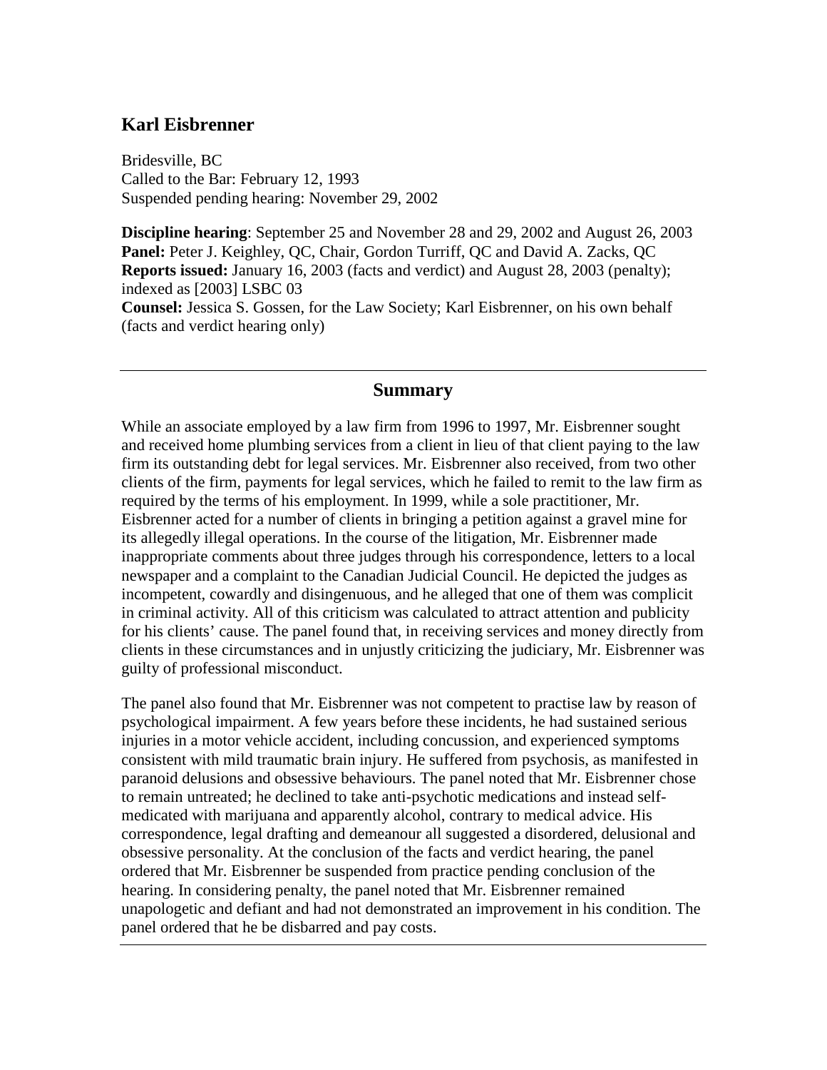## Karl Eisbrenner

Bridesville, BC
Called to the Bar: February 12, 1993
Suspended pending hearing: November 29, 2002

**Discipline hearing**: September 25 and November 28 and 29, 2002 and August 26, 2003
**Panel:** Peter J. Keighley, QC, Chair, Gordon Turriff, QC and David A. Zacks, QC
**Reports issued:** January 16, 2003 (facts and verdict) and August 28, 2003 (penalty); indexed as [2003] LSBC 03
**Counsel:** Jessica S. Gossen, for the Law Society; Karl Eisbrenner, on his own behalf (facts and verdict hearing only)

---

### Summary

While an associate employed by a law firm from 1996 to 1997, Mr. Eisbrenner sought and received home plumbing services from a client in lieu of that client paying to the law firm its outstanding debt for legal services. Mr. Eisbrenner also received, from two other clients of the firm, payments for legal services, which he failed to remit to the law firm as required by the terms of his employment. In 1999, while a sole practitioner, Mr. Eisbrenner acted for a number of clients in bringing a petition against a gravel mine for its allegedly illegal operations. In the course of the litigation, Mr. Eisbrenner made inappropriate comments about three judges through his correspondence, letters to a local newspaper and a complaint to the Canadian Judicial Council. He depicted the judges as incompetent, cowardly and disingenuous, and he alleged that one of them was complicit in criminal activity. All of this criticism was calculated to attract attention and publicity for his clients' cause. The panel found that, in receiving services and money directly from clients in these circumstances and in unjustly criticizing the judiciary, Mr. Eisbrenner was guilty of professional misconduct.

The panel also found that Mr. Eisbrenner was not competent to practise law by reason of psychological impairment. A few years before these incidents, he had sustained serious injuries in a motor vehicle accident, including concussion, and experienced symptoms consistent with mild traumatic brain injury. He suffered from psychosis, as manifested in paranoid delusions and obsessive behaviours. The panel noted that Mr. Eisbrenner chose to remain untreated; he declined to take anti-psychotic medications and instead self-medicated with marijuana and apparently alcohol, contrary to medical advice. His correspondence, legal drafting and demeanour all suggested a disordered, delusional and obsessive personality. At the conclusion of the facts and verdict hearing, the panel ordered that Mr. Eisbrenner be suspended from practice pending conclusion of the hearing. In considering penalty, the panel noted that Mr. Eisbrenner remained unapologetic and defiant and had not demonstrated an improvement in his condition. The panel ordered that he be disbarred and pay costs.

---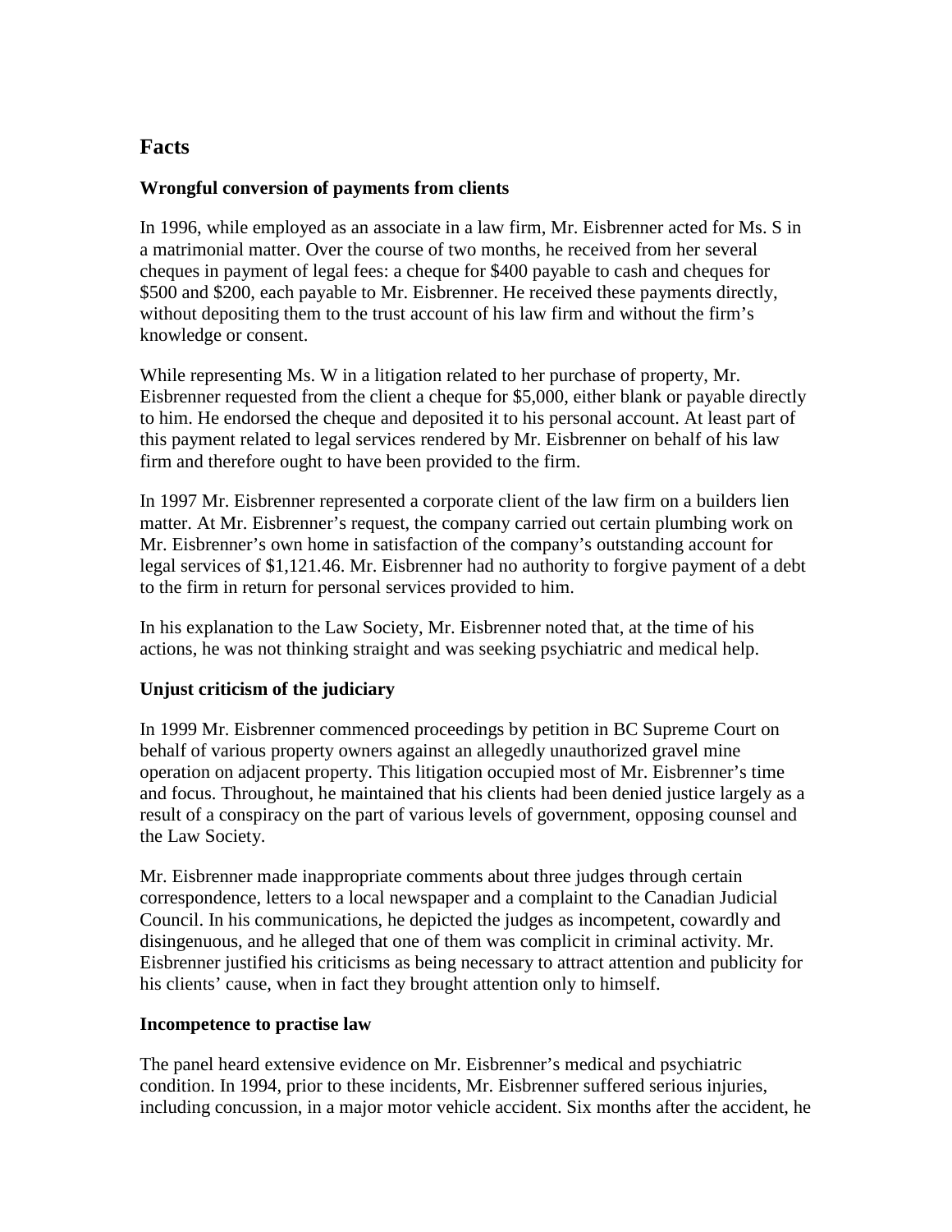## Facts

### Wrongful conversion of payments from clients

In 1996, while employed as an associate in a law firm, Mr. Eisbrenner acted for Ms. S in a matrimonial matter. Over the course of two months, he received from her several cheques in payment of legal fees: a cheque for $400 payable to cash and cheques for $500 and $200, each payable to Mr. Eisbrenner. He received these payments directly, without depositing them to the trust account of his law firm and without the firm's knowledge or consent.

While representing Ms. W in a litigation related to her purchase of property, Mr. Eisbrenner requested from the client a cheque for $5,000, either blank or payable directly to him. He endorsed the cheque and deposited it to his personal account. At least part of this payment related to legal services rendered by Mr. Eisbrenner on behalf of his law firm and therefore ought to have been provided to the firm.

In 1997 Mr. Eisbrenner represented a corporate client of the law firm on a builders lien matter. At Mr. Eisbrenner's request, the company carried out certain plumbing work on Mr. Eisbrenner's own home in satisfaction of the company's outstanding account for legal services of $1,121.46. Mr. Eisbrenner had no authority to forgive payment of a debt to the firm in return for personal services provided to him.

In his explanation to the Law Society, Mr. Eisbrenner noted that, at the time of his actions, he was not thinking straight and was seeking psychiatric and medical help.

### Unjust criticism of the judiciary

In 1999 Mr. Eisbrenner commenced proceedings by petition in BC Supreme Court on behalf of various property owners against an allegedly unauthorized gravel mine operation on adjacent property. This litigation occupied most of Mr. Eisbrenner's time and focus. Throughout, he maintained that his clients had been denied justice largely as a result of a conspiracy on the part of various levels of government, opposing counsel and the Law Society.

Mr. Eisbrenner made inappropriate comments about three judges through certain correspondence, letters to a local newspaper and a complaint to the Canadian Judicial Council. In his communications, he depicted the judges as incompetent, cowardly and disingenuous, and he alleged that one of them was complicit in criminal activity. Mr. Eisbrenner justified his criticisms as being necessary to attract attention and publicity for his clients' cause, when in fact they brought attention only to himself.

### Incompetence to practise law

The panel heard extensive evidence on Mr. Eisbrenner's medical and psychiatric condition. In 1994, prior to these incidents, Mr. Eisbrenner suffered serious injuries, including concussion, in a major motor vehicle accident. Six months after the accident, he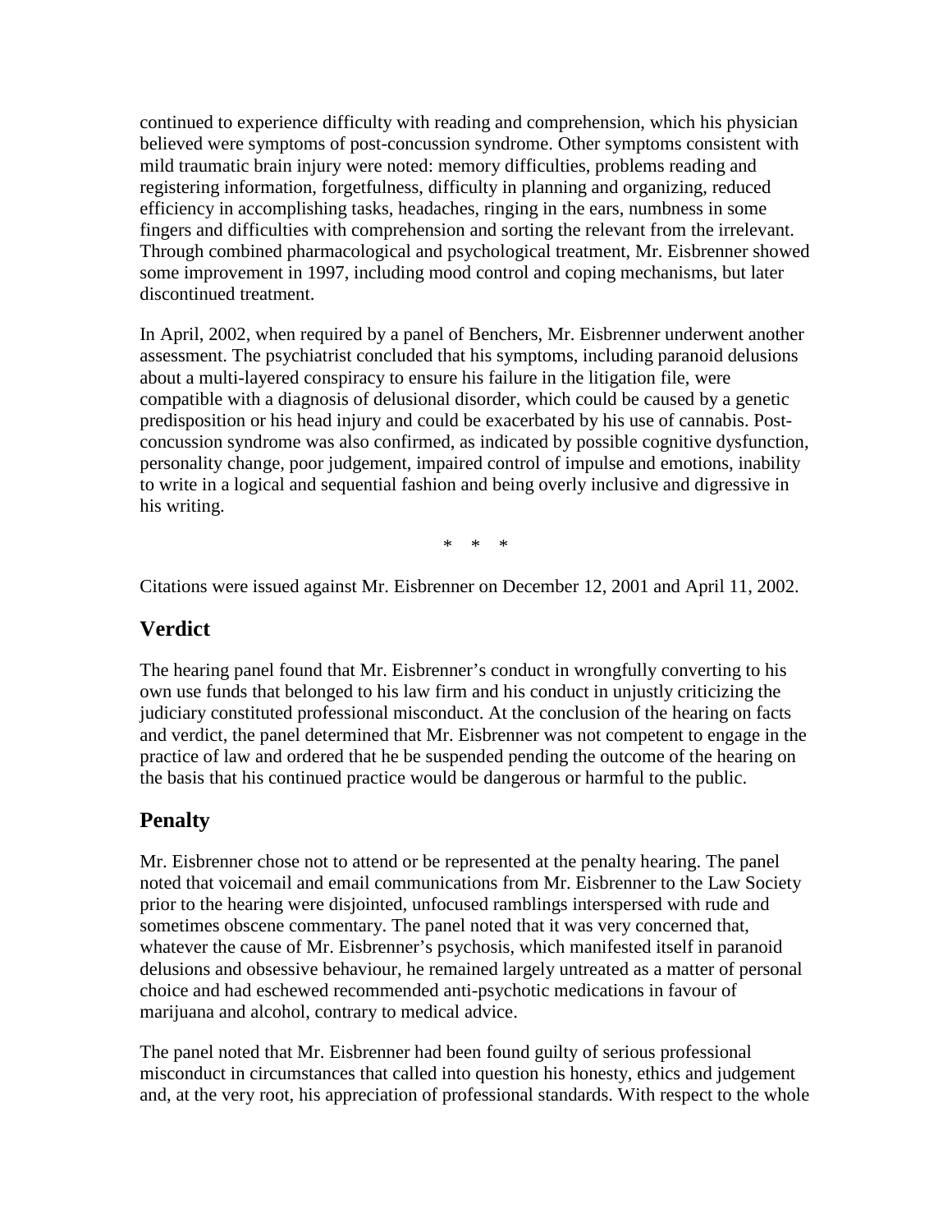continued to experience difficulty with reading and comprehension, which his physician believed were symptoms of post-concussion syndrome. Other symptoms consistent with mild traumatic brain injury were noted: memory difficulties, problems reading and registering information, forgetfulness, difficulty in planning and organizing, reduced efficiency in accomplishing tasks, headaches, ringing in the ears, numbness in some fingers and difficulties with comprehension and sorting the relevant from the irrelevant. Through combined pharmacological and psychological treatment, Mr. Eisbrenner showed some improvement in 1997, including mood control and coping mechanisms, but later discontinued treatment.

In April, 2002, when required by a panel of Benchers, Mr. Eisbrenner underwent another assessment. The psychiatrist concluded that his symptoms, including paranoid delusions about a multi-layered conspiracy to ensure his failure in the litigation file, were compatible with a diagnosis of delusional disorder, which could be caused by a genetic predisposition or his head injury and could be exacerbated by his use of cannabis. Post-concussion syndrome was also confirmed, as indicated by possible cognitive dysfunction, personality change, poor judgement, impaired control of impulse and emotions, inability to write in a logical and sequential fashion and being overly inclusive and digressive in his writing.

\* \* \*

Citations were issued against Mr. Eisbrenner on December 12, 2001 and April 11, 2002.

## Verdict

The hearing panel found that Mr. Eisbrenner's conduct in wrongfully converting to his own use funds that belonged to his law firm and his conduct in unjustly criticizing the judiciary constituted professional misconduct. At the conclusion of the hearing on facts and verdict, the panel determined that Mr. Eisbrenner was not competent to engage in the practice of law and ordered that he be suspended pending the outcome of the hearing on the basis that his continued practice would be dangerous or harmful to the public.

## Penalty

Mr. Eisbrenner chose not to attend or be represented at the penalty hearing. The panel noted that voicemail and email communications from Mr. Eisbrenner to the Law Society prior to the hearing were disjointed, unfocused ramblings interspersed with rude and sometimes obscene commentary. The panel noted that it was very concerned that, whatever the cause of Mr. Eisbrenner's psychosis, which manifested itself in paranoid delusions and obsessive behaviour, he remained largely untreated as a matter of personal choice and had eschewed recommended anti-psychotic medications in favour of marijuana and alcohol, contrary to medical advice.

The panel noted that Mr. Eisbrenner had been found guilty of serious professional misconduct in circumstances that called into question his honesty, ethics and judgement and, at the very root, his appreciation of professional standards. With respect to the whole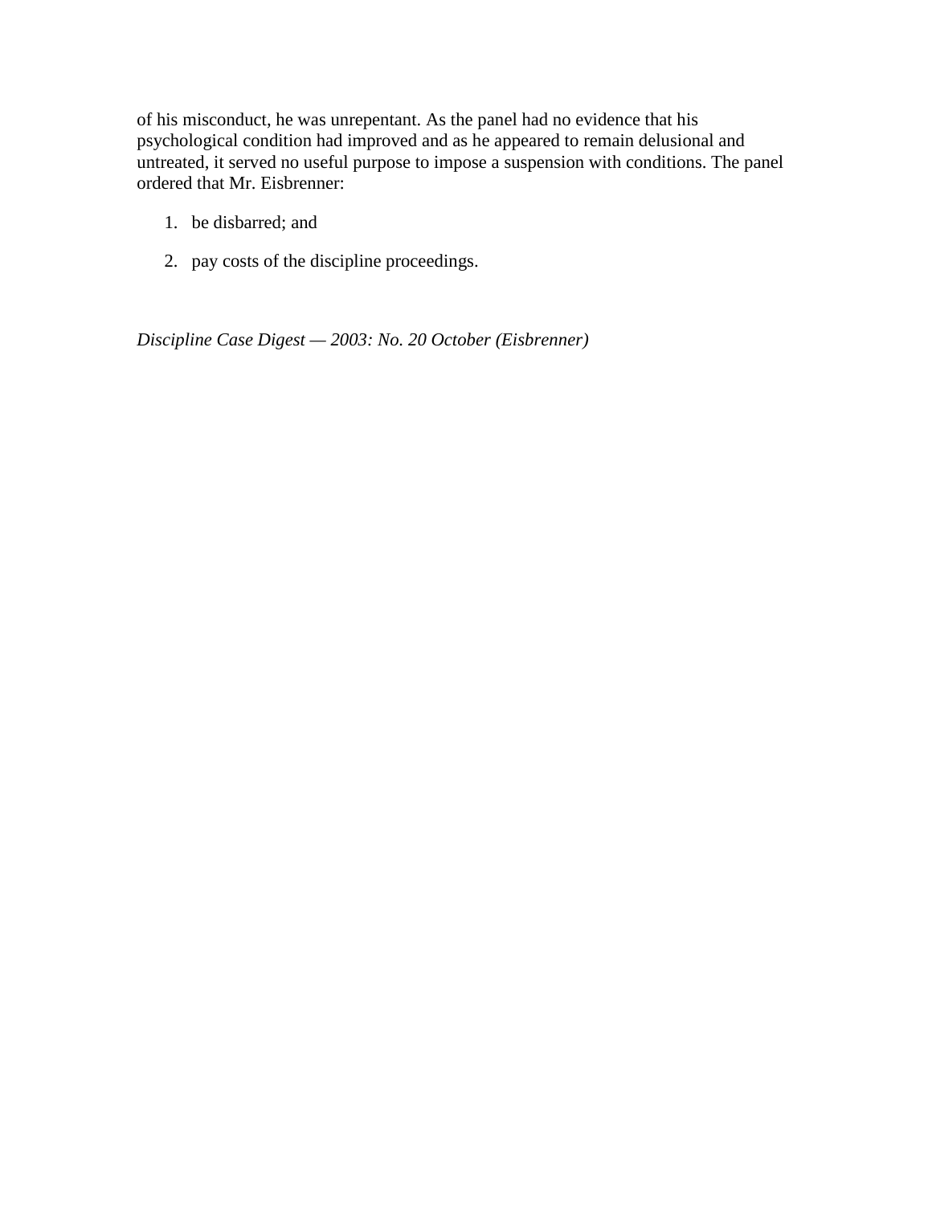of his misconduct, he was unrepentant. As the panel had no evidence that his psychological condition had improved and as he appeared to remain delusional and untreated, it served no useful purpose to impose a suspension with conditions. The panel ordered that Mr. Eisbrenner:

1. be disbarred; and
2. pay costs of the discipline proceedings.

*Discipline Case Digest — 2003: No. 20 October (Eisbrenner)*